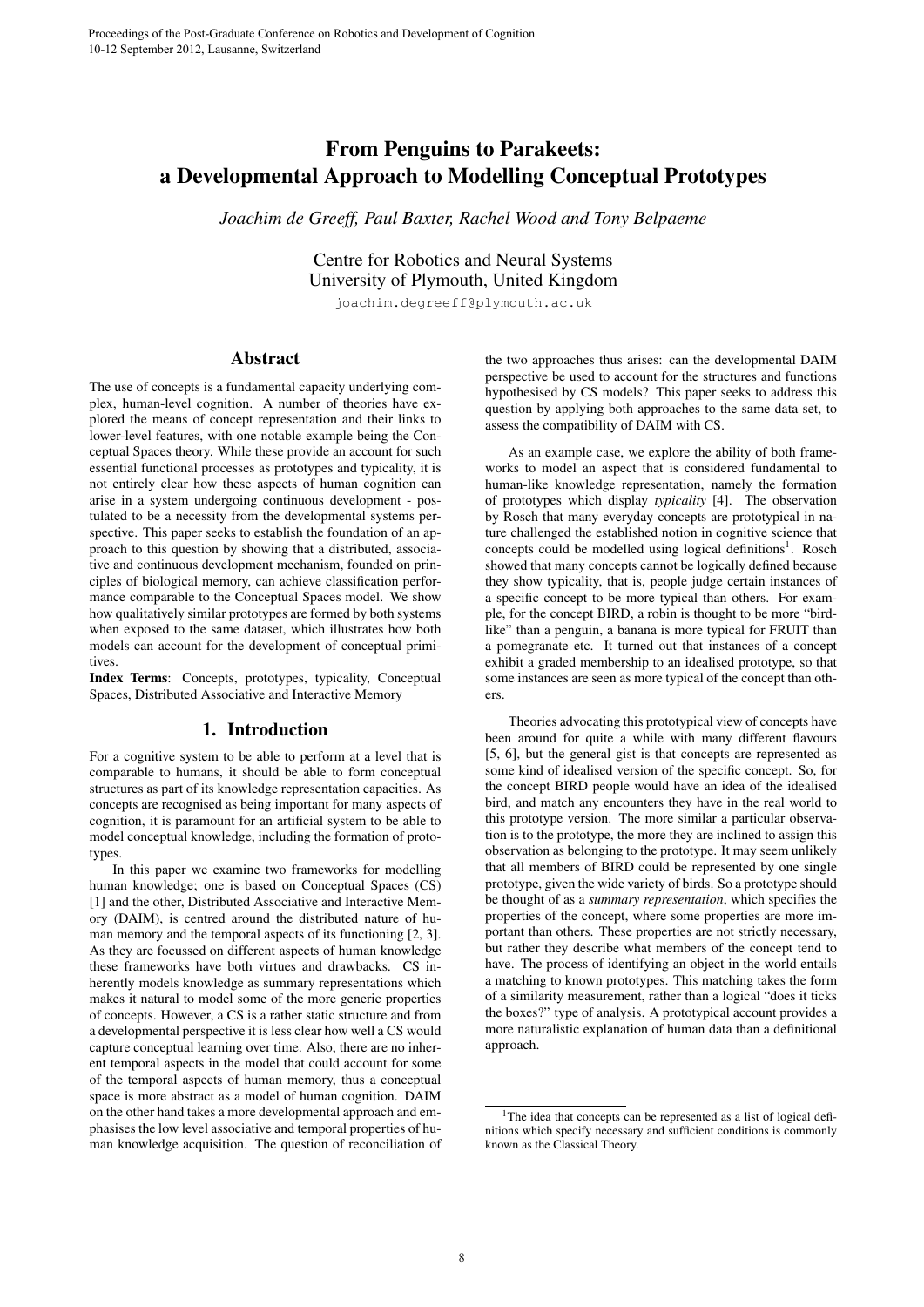# From Penguins to Parakeets: a Developmental Approach to Modelling Conceptual Prototypes

*Joachim de Greeff, Paul Baxter, Rachel Wood and Tony Belpaeme*

Centre for Robotics and Neural Systems
University of Plymouth, United Kingdom

joachim.degreeff@plymouth.ac.uk

## Abstract

The use of concepts is a fundamental capacity underlying complex, human-level cognition. A number of theories have explored the means of concept representation and their links to lower-level features, with one notable example being the Conceptual Spaces theory. While these provide an account for such essential functional processes as prototypes and typicality, it is not entirely clear how these aspects of human cognition can arise in a system undergoing continuous development - postulated to be a necessity from the developmental systems perspective. This paper seeks to establish the foundation of an approach to this question by showing that a distributed, associative and continuous development mechanism, founded on principles of biological memory, can achieve classification performance comparable to the Conceptual Spaces model. We show how qualitatively similar prototypes are formed by both systems when exposed to the same dataset, which illustrates how both models can account for the development of conceptual primitives.

**Index Terms**: Concepts, prototypes, typicality, Conceptual Spaces, Distributed Associative and Interactive Memory

## 1. Introduction

For a cognitive system to be able to perform at a level that is comparable to humans, it should be able to form conceptual structures as part of its knowledge representation capacities. As concepts are recognised as being important for many aspects of cognition, it is paramount for an artificial system to be able to model conceptual knowledge, including the formation of prototypes.

In this paper we examine two frameworks for modelling human knowledge; one is based on Conceptual Spaces (CS) [1] and the other, Distributed Associative and Interactive Memory (DAIM), is centred around the distributed nature of human memory and the temporal aspects of its functioning [2, 3]. As they are focussed on different aspects of human knowledge these frameworks have both virtues and drawbacks. CS inherently models knowledge as summary representations which makes it natural to model some of the more generic properties of concepts. However, a CS is a rather static structure and from a developmental perspective it is less clear how well a CS would capture conceptual learning over time. Also, there are no inherent temporal aspects in the model that could account for some of the temporal aspects of human memory, thus a conceptual space is more abstract as a model of human cognition. DAIM on the other hand takes a more developmental approach and emphasises the low level associative and temporal properties of human knowledge acquisition. The question of reconciliation of the two approaches thus arises: can the developmental DAIM perspective be used to account for the structures and functions hypothesised by CS models? This paper seeks to address this question by applying both approaches to the same data set, to assess the compatibility of DAIM with CS.

As an example case, we explore the ability of both frameworks to model an aspect that is considered fundamental to human-like knowledge representation, namely the formation of prototypes which display *typicality* [4]. The observation by Rosch that many everyday concepts are prototypical in nature challenged the established notion in cognitive science that concepts could be modelled using logical definitions[1]. Rosch showed that many concepts cannot be logically defined because they show typicality, that is, people judge certain instances of a specific concept to be more typical than others. For example, for the concept BIRD, a robin is thought to be more "bird-like" than a penguin, a banana is more typical for FRUIT than a pomegranate etc. It turned out that instances of a concept exhibit a graded membership to an idealised prototype, so that some instances are seen as more typical of the concept than others.

Theories advocating this prototypical view of concepts have been around for quite a while with many different flavours [5, 6], but the general gist is that concepts are represented as some kind of idealised version of the specific concept. So, for the concept BIRD people would have an idea of the idealised bird, and match any encounters they have in the real world to this prototype version. The more similar a particular observation is to the prototype, the more they are inclined to assign this observation as belonging to the prototype. It may seem unlikely that all members of BIRD could be represented by one single prototype, given the wide variety of birds. So a prototype should be thought of as a *summary representation*, which specifies the properties of the concept, where some properties are more important than others. These properties are not strictly necessary, but rather they describe what members of the concept tend to have. The process of identifying an object in the world entails a matching to known prototypes. This matching takes the form of a similarity measurement, rather than a logical "does it ticks the boxes?" type of analysis. A prototypical account provides a more naturalistic explanation of human data than a definitional approach.

[1] The idea that concepts can be represented as a list of logical definitions which specify necessary and sufficient conditions is commonly known as the Classical Theory.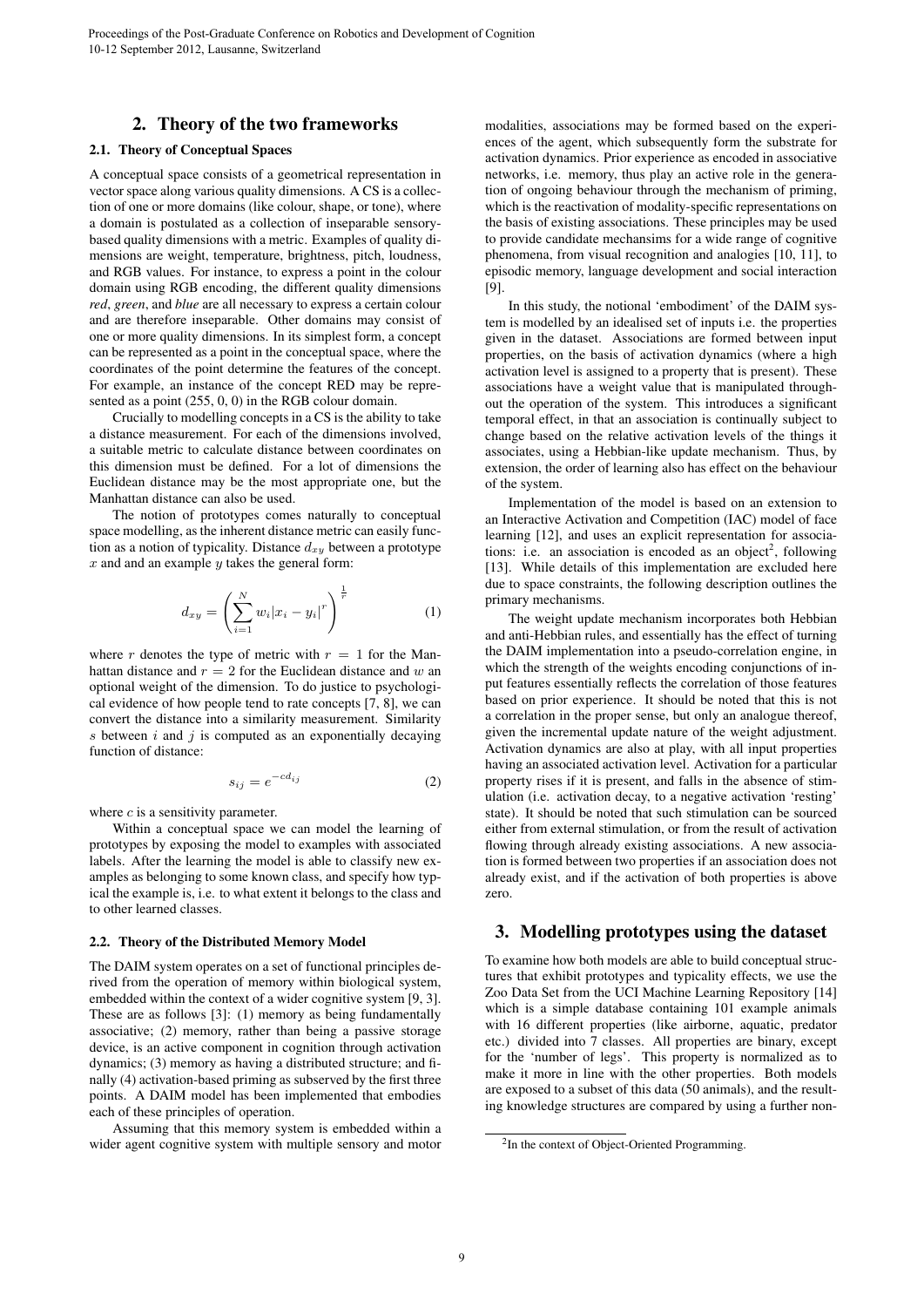## 2. Theory of the two frameworks

### 2.1. Theory of Conceptual Spaces

A conceptual space consists of a geometrical representation in vector space along various quality dimensions. A CS is a collection of one or more domains (like colour, shape, or tone), where a domain is postulated as a collection of inseparable sensory-based quality dimensions with a metric. Examples of quality dimensions are weight, temperature, brightness, pitch, loudness, and RGB values. For instance, to express a point in the colour domain using RGB encoding, the different quality dimensions *red*, *green*, and *blue* are all necessary to express a certain colour and are therefore inseparable. Other domains may consist of one or more quality dimensions. In its simplest form, a concept can be represented as a point in the conceptual space, where the coordinates of the point determine the features of the concept. For example, an instance of the concept RED may be represented as a point (255, 0, 0) in the RGB colour domain.

Crucially to modelling concepts in a CS is the ability to take a distance measurement. For each of the dimensions involved, a suitable metric to calculate distance between coordinates on this dimension must be defined. For a lot of dimensions the Euclidean distance may be the most appropriate one, but the Manhattan distance can also be used.

The notion of prototypes comes naturally to conceptual space modelling, as the inherent distance metric can easily function as a notion of typicality. Distance $d_{xy}$ between a prototype $x$ and and an example $y$ takes the general form:

$$d_{xy} = \left( \sum_{i=1}^{N} w_i |x_i - y_i|^r \right)^{\frac{1}{r}} \tag{1}$$

where $r$ denotes the type of metric with $r = 1$ for the Manhattan distance and $r = 2$ for the Euclidean distance and $w$ an optional weight of the dimension. To do justice to psychological evidence of how people tend to rate concepts [7, 8], we can convert the distance into a similarity measurement. Similarity $s$ between $i$ and $j$ is computed as an exponentially decaying function of distance:

$$s_{ij} = e^{-cd_{ij}} \tag{2}$$

where $c$ is a sensitivity parameter.

Within a conceptual space we can model the learning of prototypes by exposing the model to examples with associated labels. After the learning the model is able to classify new examples as belonging to some known class, and specify how typical the example is, i.e. to what extent it belongs to the class and to other learned classes.

### 2.2. Theory of the Distributed Memory Model

The DAIM system operates on a set of functional principles derived from the operation of memory within biological system, embedded within the context of a wider cognitive system [9, 3]. These are as follows [3]: (1) memory as being fundamentally associative; (2) memory, rather than being a passive storage device, is an active component in cognition through activation dynamics; (3) memory as having a distributed structure; and finally (4) activation-based priming as subserved by the first three points. A DAIM model has been implemented that embodies each of these principles of operation.

Assuming that this memory system is embedded within a wider agent cognitive system with multiple sensory and motor modalities, associations may be formed based on the experiences of the agent, which subsequently form the substrate for activation dynamics. Prior experience as encoded in associative networks, i.e. memory, thus play an active role in the generation of ongoing behaviour through the mechanism of priming, which is the reactivation of modality-specific representations on the basis of existing associations. These principles may be used to provide candidate mechansims for a wide range of cognitive phenomena, from visual recognition and analogies [10, 11], to episodic memory, language development and social interaction [9].

In this study, the notional 'embodiment' of the DAIM system is modelled by an idealised set of inputs i.e. the properties given in the dataset. Associations are formed between input properties, on the basis of activation dynamics (where a high activation level is assigned to a property that is present). These associations have a weight value that is manipulated throughout the operation of the system. This introduces a significant temporal effect, in that an association is continually subject to change based on the relative activation levels of the things it associates, using a Hebbian-like update mechanism. Thus, by extension, the order of learning also has effect on the behaviour of the system.

Implementation of the model is based on an extension to an Interactive Activation and Competition (IAC) model of face learning [12], and uses an explicit representation for associations: i.e. an association is encoded as an object[2], following [13]. While details of this implementation are excluded here due to space constraints, the following description outlines the primary mechanisms.

The weight update mechanism incorporates both Hebbian and anti-Hebbian rules, and essentially has the effect of turning the DAIM implementation into a pseudo-correlation engine, in which the strength of the weights encoding conjunctions of input features essentially reflects the correlation of those features based on prior experience. It should be noted that this is not a correlation in the proper sense, but only an analogue thereof, given the incremental update nature of the weight adjustment. Activation dynamics are also at play, with all input properties having an associated activation level. Activation for a particular property rises if it is present, and falls in the absence of stimulation (i.e. activation decay, to a negative activation 'resting' state). It should be noted that such stimulation can be sourced either from external stimulation, or from the result of activation flowing through already existing associations. A new association is formed between two properties if an association does not already exist, and if the activation of both properties is above zero.

## 3. Modelling prototypes using the dataset

To examine how both models are able to build conceptual structures that exhibit prototypes and typicality effects, we use the Zoo Data Set from the UCI Machine Learning Repository [14] which is a simple database containing 101 example animals with 16 different properties (like airborne, aquatic, predator etc.) divided into 7 classes. All properties are binary, except for the 'number of legs'. This property is normalized as to make it more in line with the other properties. Both models are exposed to a subset of this data (50 animals), and the resulting knowledge structures are compared by using a further non-

[2] In the context of Object-Oriented Programming.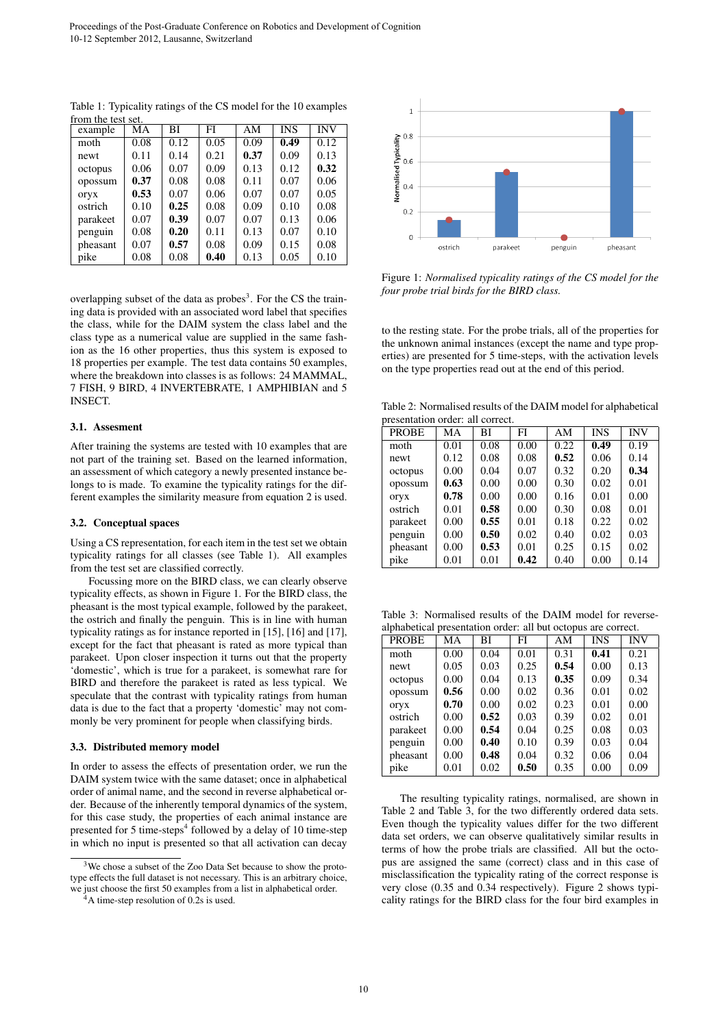Table 1: Typicality ratings of the CS model for the 10 examples from the test set.

| example | MA | BI | FI | AM | INS | INV |
|---|---|---|---|---|---|---|
| moth | 0.08 | 0.12 | 0.05 | 0.09 | **0.49** | 0.12 |
| newt | 0.11 | 0.14 | 0.21 | **0.37** | 0.09 | 0.13 |
| octopus | 0.06 | 0.07 | 0.09 | 0.13 | 0.12 | **0.32** |
| opossum | **0.37** | 0.08 | 0.08 | 0.11 | 0.07 | 0.06 |
| oryx | **0.53** | 0.07 | 0.06 | 0.07 | 0.07 | 0.05 |
| ostrich | 0.10 | **0.25** | 0.08 | 0.09 | 0.10 | 0.08 |
| parakeet | 0.07 | **0.39** | 0.07 | 0.07 | 0.13 | 0.06 |
| penguin | 0.08 | **0.20** | 0.11 | 0.13 | 0.07 | 0.10 |
| pheasant | 0.07 | **0.57** | 0.08 | 0.09 | 0.15 | 0.08 |
| pike | 0.08 | 0.08 | **0.40** | 0.13 | 0.05 | 0.10 |

overlapping subset of the data as probes[3]. For the CS the training data is provided with an associated word label that specifies the class, while for the DAIM system the class label and the class type as a numerical value are supplied in the same fashion as the 16 other properties, thus this system is exposed to 18 properties per example. The test data contains 50 examples, where the breakdown into classes is as follows: 24 MAMMAL, 7 FISH, 9 BIRD, 4 INVERTEBRATE, 1 AMPHIBIAN and 5 INSECT.

### 3.1. Assesment

After training the systems are tested with 10 examples that are not part of the training set. Based on the learned information, an assessment of which category a newly presented instance belongs to is made. To examine the typicality ratings for the different examples the similarity measure from equation 2 is used.

### 3.2. Conceptual spaces

Using a CS representation, for each item in the test set we obtain typicality ratings for all classes (see Table 1). All examples from the test set are classified correctly.

Focussing more on the BIRD class, we can clearly observe typicality effects, as shown in Figure 1. For the BIRD class, the pheasant is the most typical example, followed by the parakeet, the ostrich and finally the penguin. This is in line with human typicality ratings as for instance reported in [15], [16] and [17], except for the fact that pheasant is rated as more typical than parakeet. Upon closer inspection it turns out that the property 'domestic', which is true for a parakeet, is somewhat rare for BIRD and therefore the parakeet is rated as less typical. We speculate that the contrast with typicality ratings from human data is due to the fact that a property 'domestic' may not commonly be very prominent for people when classifying birds.

### 3.3. Distributed memory model

In order to assess the effects of presentation order, we run the DAIM system twice with the same dataset; once in alphabetical order of animal name, and the second in reverse alphabetical order. Because of the inherently temporal dynamics of the system, for this case study, the properties of each animal instance are presented for 5 time-steps[4] followed by a delay of 10 time-step in which no input is presented so that all activation can decay to the resting state. For the probe trials, all of the properties for the unknown animal instances (except the name and type properties) are presented for 5 time-steps, with the activation levels on the type properties read out at the end of this period.

[3] We chose a subset of the Zoo Data Set because to show the prototype effects the full dataset is not necessary. This is an arbitrary choice, we just choose the first 50 examples from a list in alphabetical order.

[4] A time-step resolution of 0.2s is used.

Figure 1: *Normalised typicality ratings of the CS model for the four probe trial birds for the BIRD class.*

Table 2: Normalised results of the DAIM model for alphabetical presentation order: all correct.

| PROBE | MA | BI | FI | AM | INS | INV |
|---|---|---|---|---|---|---|
| moth | 0.01 | 0.08 | 0.00 | 0.22 | **0.49** | 0.19 |
| newt | 0.12 | 0.08 | 0.08 | **0.52** | 0.06 | 0.14 |
| octopus | 0.00 | 0.04 | 0.07 | 0.32 | 0.20 | **0.34** |
| opossum | **0.63** | 0.00 | 0.00 | 0.30 | 0.02 | 0.01 |
| oryx | **0.78** | 0.00 | 0.00 | 0.16 | 0.01 | 0.00 |
| ostrich | 0.01 | **0.58** | 0.00 | 0.30 | 0.08 | 0.01 |
| parakeet | 0.00 | **0.55** | 0.01 | 0.18 | 0.22 | 0.02 |
| penguin | 0.00 | **0.50** | 0.02 | 0.40 | 0.02 | 0.03 |
| pheasant | 0.00 | **0.53** | 0.01 | 0.25 | 0.15 | 0.02 |
| pike | 0.01 | 0.01 | **0.42** | 0.40 | 0.00 | 0.14 |

Table 3: Normalised results of the DAIM model for reverse-alphabetical presentation order: all but octopus are correct.

| PROBE | MA | BI | FI | AM | INS | INV |
|---|---|---|---|---|---|---|
| moth | 0.00 | 0.04 | 0.01 | 0.31 | **0.41** | 0.21 |
| newt | 0.05 | 0.03 | 0.25 | **0.54** | 0.00 | 0.13 |
| octopus | 0.00 | 0.04 | 0.13 | **0.35** | 0.09 | 0.34 |
| opossum | **0.56** | 0.00 | 0.02 | 0.36 | 0.01 | 0.02 |
| oryx | **0.70** | 0.00 | 0.02 | 0.23 | 0.01 | 0.00 |
| ostrich | 0.00 | **0.52** | 0.03 | 0.39 | 0.02 | 0.01 |
| parakeet | 0.00 | **0.54** | 0.04 | 0.25 | 0.08 | 0.03 |
| penguin | 0.00 | **0.40** | 0.10 | 0.39 | 0.03 | 0.04 |
| pheasant | 0.00 | **0.48** | 0.04 | 0.32 | 0.06 | 0.04 |
| pike | 0.01 | 0.02 | **0.50** | 0.35 | 0.00 | 0.09 |

The resulting typicality ratings, normalised, are shown in Table 2 and Table 3, for the two differently ordered data sets. Even though the typicality values differ for the two different data set orders, we can observe qualitatively similar results in terms of how the probe trials are classified. All but the octopus are assigned the same (correct) class and in this case of misclassification the typicality rating of the correct response is very close (0.35 and 0.34 respectively). Figure 2 shows typicality ratings for the BIRD class for the four bird examples in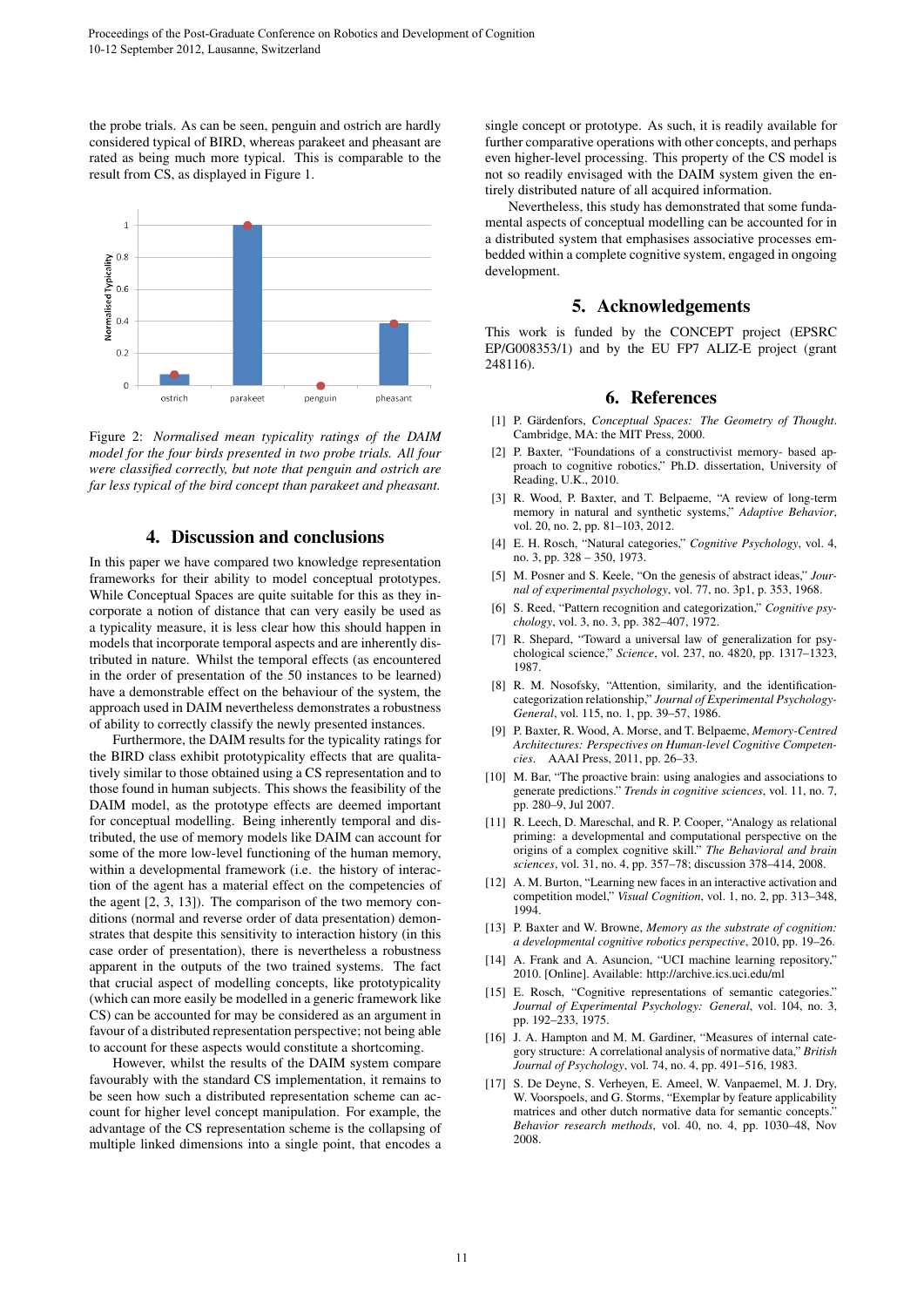the probe trials. As can be seen, penguin and ostrich are hardly considered typical of BIRD, whereas parakeet and pheasant are rated as being much more typical. This is comparable to the result from CS, as displayed in Figure 1.

Normalised Typicality

1
0.8
0.6
0.4
0.2
0

ostrich
parakeet
penguin
pheasant

Figure 2: *Normalised mean typicality ratings of the DAIM model for the four birds presented in two probe trials. All four were classified correctly, but note that penguin and ostrich are far less typical of the bird concept than parakeet and pheasant.*

## 4. Discussion and conclusions

In this paper we have compared two knowledge representation frameworks for their ability to model conceptual prototypes. While Conceptual Spaces are quite suitable for this as they incorporate a notion of distance that can very easily be used as a typicality measure, it is less clear how this should happen in models that incorporate temporal aspects and are inherently distributed in nature. Whilst the temporal effects (as encountered in the order of presentation of the 50 instances to be learned) have a demonstrable effect on the behaviour of the system, the approach used in DAIM nevertheless demonstrates a robustness of ability to correctly classify the newly presented instances.

Furthermore, the DAIM results for the typicality ratings for the BIRD class exhibit prototypicality effects that are qualitatively similar to those obtained using a CS representation and to those found in human subjects. This shows the feasibility of the DAIM model, as the prototype effects are deemed important for conceptual modelling. Being inherently temporal and distributed, the use of memory models like DAIM can account for some of the more low-level functioning of the human memory, within a developmental framework (i.e. the history of interaction of the agent has a material effect on the competencies of the agent [2, 3, 13]). The comparison of the two memory conditions (normal and reverse order of data presentation) demonstrates that despite this sensitivity to interaction history (in this case order of presentation), there is nevertheless a robustness apparent in the outputs of the two trained systems. The fact that crucial aspect of modelling concepts, like prototypicality (which can more easily be modelled in a generic framework like CS) can be accounted for may be considered as an argument in favour of a distributed representation perspective; not being able to account for these aspects would constitute a shortcoming.

However, whilst the results of the DAIM system compare favourably with the standard CS implementation, it remains to be seen how such a distributed representation scheme can account for higher level concept manipulation. For example, the advantage of the CS representation scheme is the collapsing of multiple linked dimensions into a single point, that encodes a single concept or prototype. As such, it is readily available for further comparative operations with other concepts, and perhaps even higher-level processing. This property of the CS model is not so readily envisaged with the DAIM system given the entirely distributed nature of all acquired information.

Nevertheless, this study has demonstrated that some fundamental aspects of conceptual modelling can be accounted for in a distributed system that emphasises associative processes embedded within a complete cognitive system, engaged in ongoing development.

## 5. Acknowledgements

This work is funded by the CONCEPT project (EPSRC EP/G008353/1) and by the EU FP7 ALIZ-E project (grant 248116).

## 6. References

[1] P. Gärdenfors, *Conceptual Spaces: The Geometry of Thought*. Cambridge, MA: the MIT Press, 2000.

[2] P. Baxter, "Foundations of a constructivist memory- based approach to cognitive robotics," Ph.D. dissertation, University of Reading, U.K., 2010.

[3] R. Wood, P. Baxter, and T. Belpaeme, "A review of long-term memory in natural and synthetic systems," *Adaptive Behavior*, vol. 20, no. 2, pp. 81–103, 2012.

[4] E. H. Rosch, "Natural categories," *Cognitive Psychology*, vol. 4, no. 3, pp. 328 – 350, 1973.

[5] M. Posner and S. Keele, "On the genesis of abstract ideas," *Journal of experimental psychology*, vol. 77, no. 3p1, pp. 353, 1968.

[6] S. Reed, "Pattern recognition and categorization," *Cognitive psychology*, vol. 3, no. 3, pp. 382–407, 1972.

[7] R. Shepard, "Toward a universal law of generalization for psychological science," *Science*, vol. 237, no. 4820, pp. 1317–1323, 1987.

[8] R. M. Nosofsky, "Attention, similarity, and the identification-categorization relationship," *Journal of Experimental Psychology-General*, vol. 115, no. 1, pp. 39–57, 1986.

[9] P. Baxter, R. Wood, A. Morse, and T. Belpaeme, *Memory-Centred Architectures: Perspectives on Human-level Cognitive Competencies*. AAAI Press, 2011, pp. 26–33.

[10] M. Bar, "The proactive brain: using analogies and associations to generate predictions." *Trends in cognitive sciences*, vol. 11, no. 7, pp. 280–9, Jul 2007.

[11] R. Leech, D. Mareschal, and R. P. Cooper, "Analogy as relational priming: a developmental and computational perspective on the origins of a complex cognitive skill." *The Behavioral and brain sciences*, vol. 31, no. 4, pp. 357–78; discussion 378–414, 2008.

[12] A. M. Burton, "Learning new faces in an interactive activation and competition model," *Visual Cognition*, vol. 1, no. 2, pp. 313–348, 1994.

[13] P. Baxter and W. Browne, *Memory as the substrate of cognition: a developmental cognitive robotics perspective*, 2010, pp. 19–26.

[14] A. Frank and A. Asuncion, "UCI machine learning repository," 2010. [Online]. Available: http://archive.ics.uci.edu/ml

[15] E. Rosch, "Cognitive representations of semantic categories." *Journal of Experimental Psychology: General*, vol. 104, no. 3, pp. 192–233, 1975.

[16] J. A. Hampton and M. M. Gardiner, "Measures of internal category structure: A correlational analysis of normative data," *British Journal of Psychology*, vol. 74, no. 4, pp. 491–516, 1983.

[17] S. De Deyne, S. Verheyen, E. Ameel, W. Vanpaemel, M. J. Dry, W. Voorspoels, and G. Storms, "Exemplar by feature applicability matrices and other dutch normative data for semantic concepts." *Behavior research methods*, vol. 40, no. 4, pp. 1030–48, Nov 2008.